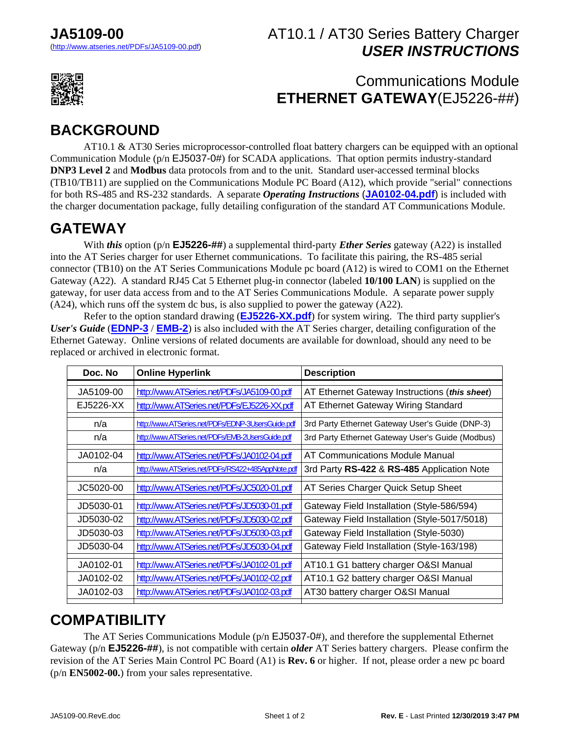**JA5109-00**
(http://www.atseries.net/PDFs/JA5109-00.pdf)

# AT10.1 / AT30 Series Battery Charger *USER INSTRUCTIONS*

## Communications Module **ETHERNET GATEWAY**(EJ5226-##)

## BACKGROUND

AT10.1 & AT30 Series microprocessor-controlled float battery chargers can be equipped with an optional Communication Module (p/n EJ5037-0#) for SCADA applications. That option permits industry-standard **DNP3 Level 2** and **Modbus** data protocols from and to the unit. Standard user-accessed terminal blocks (TB10/TB11) are supplied on the Communications Module PC Board (A12), which provide "serial" connections for both RS-485 and RS-232 standards. A separate ***Operating Instructions*** (**JA0102-04.pdf**) is included with the charger documentation package, fully detailing configuration of the standard AT Communications Module.

## GATEWAY

With ***this*** option (p/n **EJ5226-##**) a supplemental third-party ***Ether Series*** gateway (A22) is installed into the AT Series charger for user Ethernet communications. To facilitate this pairing, the RS-485 serial connector (TB10) on the AT Series Communications Module pc board (A12) is wired to COM1 on the Ethernet Gateway (A22). A standard RJ45 Cat 5 Ethernet plug-in connector (labeled **10/100 LAN**) is supplied on the gateway, for user data access from and to the AT Series Communications Module. A separate power supply (A24), which runs off the system dc bus, is also supplied to power the gateway (A22).

Refer to the option standard drawing (**EJ5226-XX.pdf**) for system wiring. The third party supplier's ***User's Guide*** (**EDNP-3** / **EMB-2**) is also included with the AT Series charger, detailing configuration of the Ethernet Gateway. Online versions of related documents are available for download, should any need to be replaced or archived in electronic format.

| Doc. No | Online Hyperlink | Description |
|---|---|---|
| JA5109-00 | http://www.ATSeries.net/PDFs/JA5109-00.pdf | AT Ethernet Gateway Instructions (***this sheet***) |
| EJ5226-XX | http://www.ATSeries.net/PDFs/EJ5226-XX.pdf | AT Ethernet Gateway Wiring Standard |
| n/a | http://www.ATSeries.net/PDFs/EDNP-3UsersGuide.pdf | 3rd Party Ethernet Gateway User's Guide (DNP-3) |
| n/a | http://www.ATSeries.net/PDFs/EMB-2UsersGuide.pdf | 3rd Party Ethernet Gateway User's Guide (Modbus) |
| JA0102-04 | http://www.ATSeries.net/PDFs/JA0102-04.pdf | AT Communications Module Manual |
| n/a | http://www.ATSeries.net/PDFs/RS422+485AppNote.pdf | 3rd Party **RS-422** & **RS-485** Application Note |
| JC5020-00 | http://www.ATSeries.net/PDFs/JC5020-01.pdf | AT Series Charger Quick Setup Sheet |
| JD5030-01 | http://www.ATSeries.net/PDFs/JD5030-01.pdf | Gateway Field Installation (Style-586/594) |
| JD5030-02 | http://www.ATSeries.net/PDFs/JD5030-02.pdf | Gateway Field Installation (Style-5017/5018) |
| JD5030-03 | http://www.ATSeries.net/PDFs/JD5030-03.pdf | Gateway Field Installation (Style-5030) |
| JD5030-04 | http://www.ATSeries.net/PDFs/JD5030-04.pdf | Gateway Field Installation (Style-163/198) |
| JA0102-01 | http://www.ATSeries.net/PDFs/JA0102-01.pdf | AT10.1 G1 battery charger O&SI Manual |
| JA0102-02 | http://www.ATSeries.net/PDFs/JA0102-02.pdf | AT10.1 G2 battery charger O&SI Manual |
| JA0102-03 | http://www.ATSeries.net/PDFs/JA0102-03.pdf | AT30 battery charger O&SI Manual |

## COMPATIBILITY

The AT Series Communications Module (p/n EJ5037-0#), and therefore the supplemental Ethernet Gateway (p/n **EJ5226-##**), is not compatible with certain ***older*** AT Series battery chargers. Please confirm the revision of the AT Series Main Control PC Board (A1) is **Rev. 6** or higher. If not, please order a new pc board (p/n **EN5002-00.**) from your sales representative.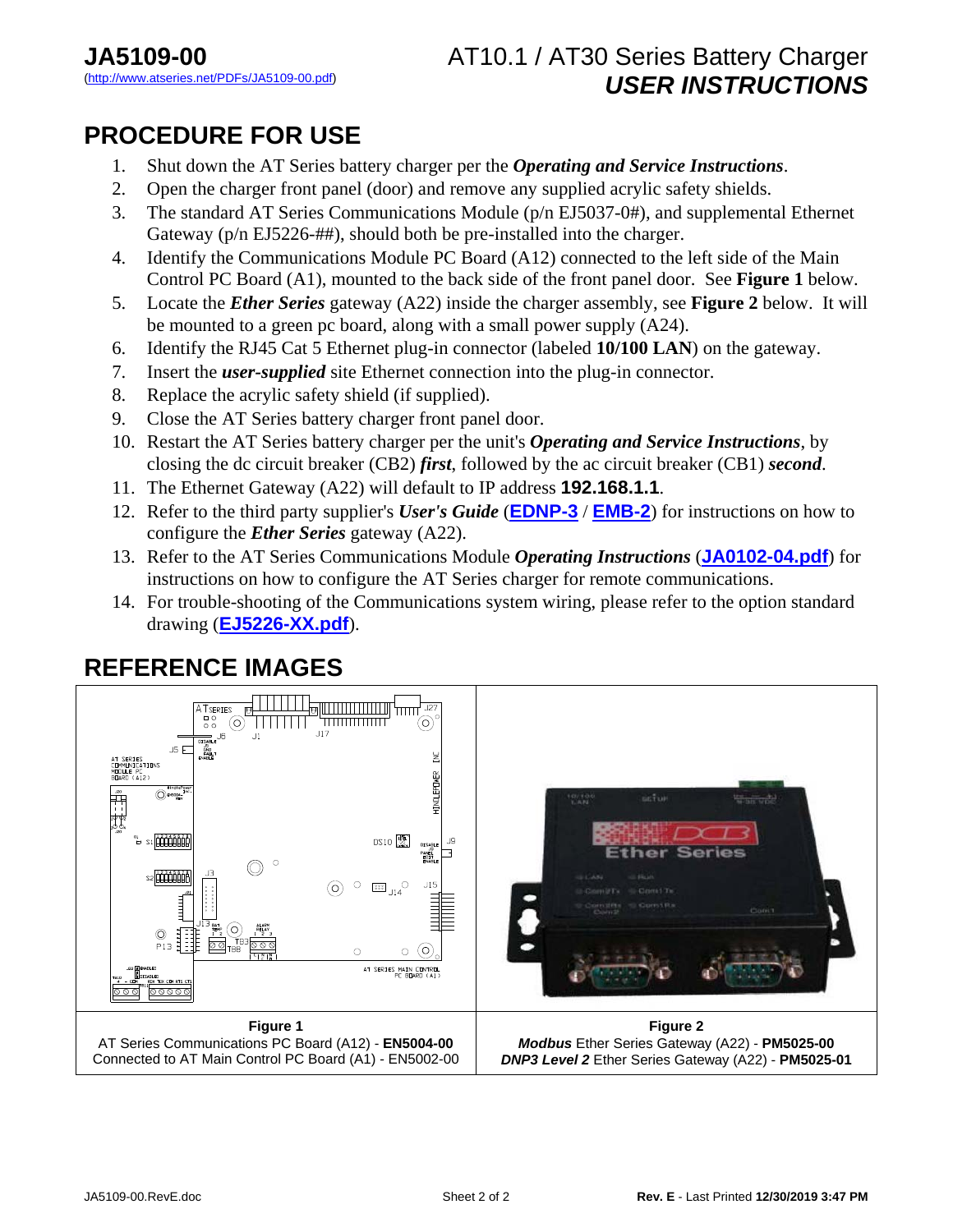# PROCEDURE FOR USE

1. Shut down the AT Series battery charger per the ***Operating and Service Instructions***.
2. Open the charger front panel (door) and remove any supplied acrylic safety shields.
3. The standard AT Series Communications Module (p/n EJ5037-0#), and supplemental Ethernet Gateway (p/n EJ5226-##), should both be pre-installed into the charger.
4. Identify the Communications Module PC Board (A12) connected to the left side of the Main Control PC Board (A1), mounted to the back side of the front panel door. See **Figure 1** below.
5. Locate the ***Ether Series*** gateway (A22) inside the charger assembly, see **Figure 2** below. It will be mounted to a green pc board, along with a small power supply (A24).
6. Identify the RJ45 Cat 5 Ethernet plug-in connector (labeled **10/100 LAN**) on the gateway.
7. Insert the ***user-supplied*** site Ethernet connection into the plug-in connector.
8. Replace the acrylic safety shield (if supplied).
9. Close the AT Series battery charger front panel door.
10. Restart the AT Series battery charger per the unit's ***Operating and Service Instructions***, by closing the dc circuit breaker (CB2) ***first***, followed by the ac circuit breaker (CB1) ***second***.
11. The Ethernet Gateway (A22) will default to IP address **192.168.1.1**.
12. Refer to the third party supplier's ***User's Guide*** (**EDNP-3** / **EMB-2**) for instructions on how to configure the ***Ether Series*** gateway (A22).
13. Refer to the AT Series Communications Module ***Operating Instructions*** (**JA0102-04.pdf**) for instructions on how to configure the AT Series charger for remote communications.
14. For trouble-shooting of the Communications system wiring, please refer to the option standard drawing (**EJ5226-XX.pdf**).

# REFERENCE IMAGES

| | |
|---|---|
| **Figure 1**<br>AT Series Communications PC Board (A12) - **EN5004-00**<br>Connected to AT Main Control PC Board (A1) - EN5002-00 | **Figure 2**<br>***Modbus*** Ether Series Gateway (A22) - **PM5025-00**<br>***DNP3 Level 2*** Ether Series Gateway (A22) - **PM5025-01** |